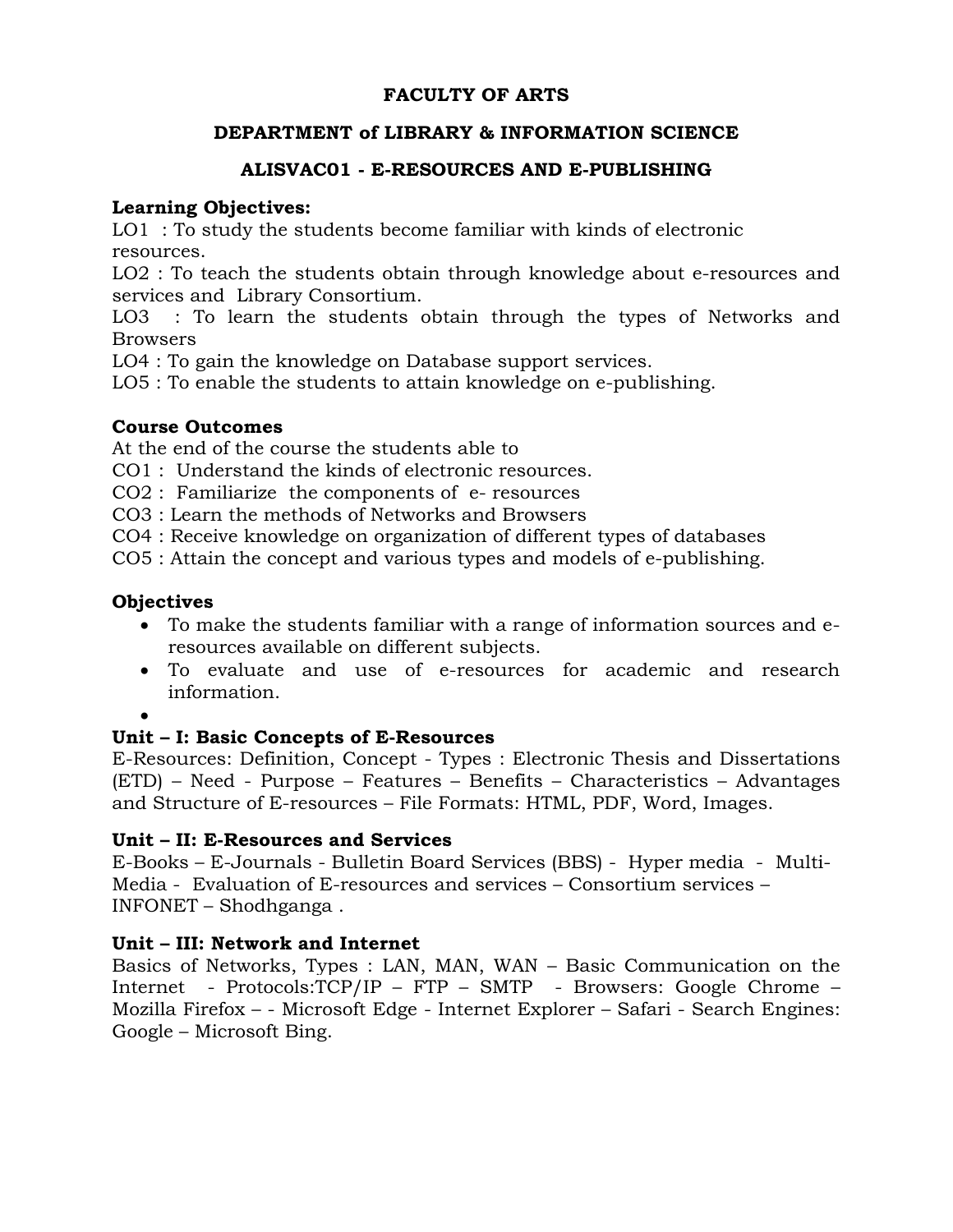**FACULTY OF ARTS**

**DEPARTMENT of LIBRARY & INFORMATION SCIENCE**

**ALISVAC01 - E-RESOURCES AND E-PUBLISHING**

**Learning Objectives:**

LO1 : To study the students become familiar with kinds of electronic resources.
LO2 : To teach the students obtain through knowledge about e-resources and services and Library Consortium.
LO3 : To learn the students obtain through the types of Networks and Browsers
LO4 : To gain the knowledge on Database support services.
LO5 : To enable the students to attain knowledge on e-publishing.

**Course Outcomes**

At the end of the course the students able to
CO1 : Understand the kinds of electronic resources.
CO2 : Familiarize the components of e- resources
CO3 : Learn the methods of Networks and Browsers
CO4 : Receive knowledge on organization of different types of databases
CO5 : Attain the concept and various types and models of e-publishing.

**Objectives**

- To make the students familiar with a range of information sources and e-resources available on different subjects.
- To evaluate and use of e-resources for academic and research information.

**Unit – I: Basic Concepts of E-Resources**

E-Resources: Definition, Concept - Types : Electronic Thesis and Dissertations (ETD) – Need - Purpose – Features – Benefits – Characteristics – Advantages and Structure of E-resources – File Formats: HTML, PDF, Word, Images.

**Unit – II: E-Resources and Services**

E-Books – E-Journals - Bulletin Board Services (BBS) - Hyper media - Multi-Media - Evaluation of E-resources and services – Consortium services – INFONET – Shodhganga .

**Unit – III: Network and Internet**

Basics of Networks, Types : LAN, MAN, WAN – Basic Communication on the Internet - Protocols:TCP/IP – FTP – SMTP - Browsers: Google Chrome – Mozilla Firefox – - Microsoft Edge - Internet Explorer – Safari - Search Engines: Google – Microsoft Bing.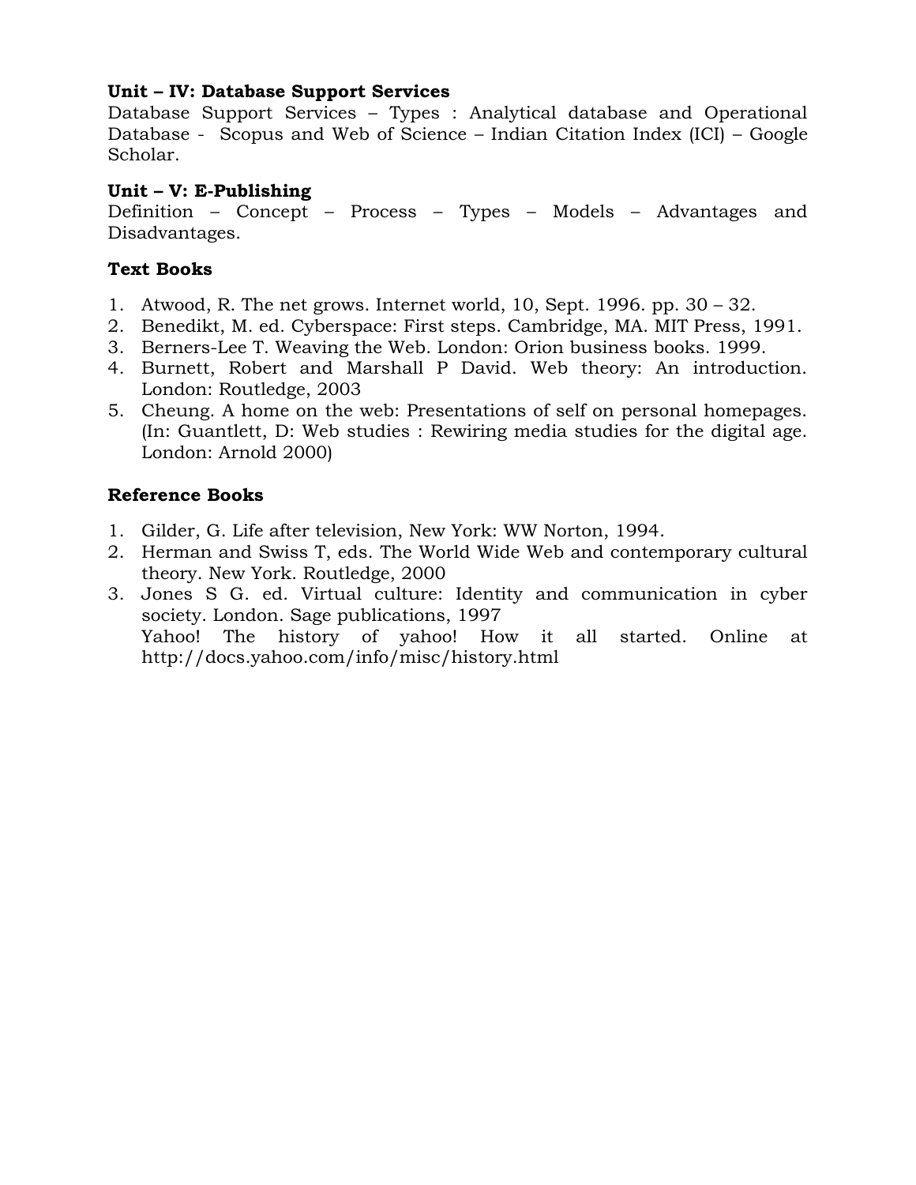**Unit – IV: Database Support Services**

Database Support Services – Types : Analytical database and Operational Database - Scopus and Web of Science – Indian Citation Index (ICI) – Google Scholar.

**Unit – V: E-Publishing**

Definition – Concept – Process – Types – Models – Advantages and Disadvantages.

**Text Books**

1. Atwood, R. The net grows. Internet world, 10, Sept. 1996. pp. 30 – 32.
2. Benedikt, M. ed. Cyberspace: First steps. Cambridge, MA. MIT Press, 1991.
3. Berners-Lee T. Weaving the Web. London: Orion business books. 1999.
4. Burnett, Robert and Marshall P David. Web theory: An introduction. London: Routledge, 2003
5. Cheung. A home on the web: Presentations of self on personal homepages. (In: Guantlett, D: Web studies : Rewiring media studies for the digital age. London: Arnold 2000)

**Reference Books**

1. Gilder, G. Life after television, New York: WW Norton, 1994.
2. Herman and Swiss T, eds. The World Wide Web and contemporary cultural theory. New York. Routledge, 2000
3. Jones S G. ed. Virtual culture: Identity and communication in cyber society. London. Sage publications, 1997
   Yahoo! The history of yahoo! How it all started. Online at http://docs.yahoo.com/info/misc/history.html